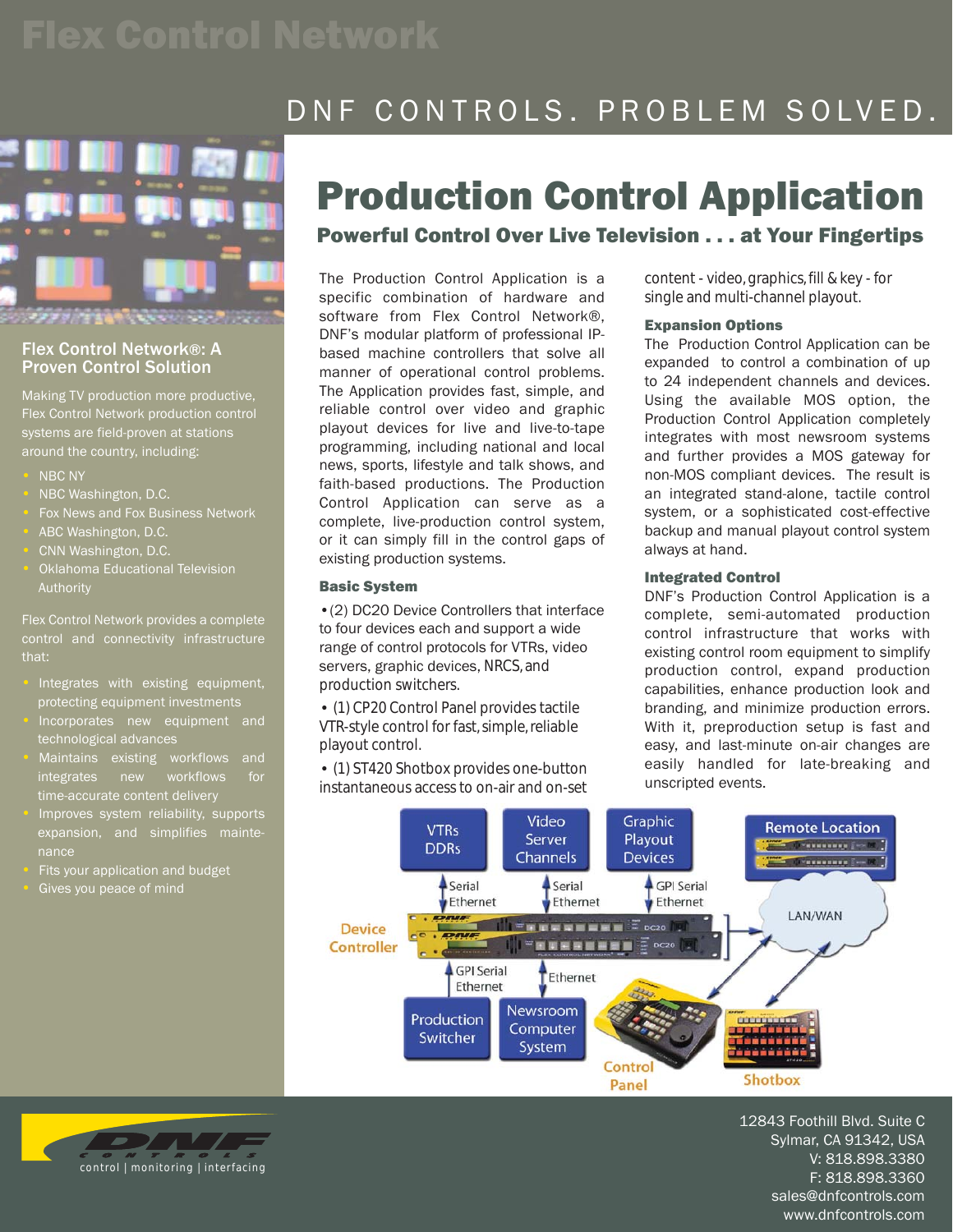# Flex Control Network

DNF CONTROLS. PROBLEM SOLVED.

## Flex Control Network®: A Proven Control Solution

Making TV production more productive, Flex Control Network production control systems are field-proven at stations around the country, including:

- NBC NY
- NBC Washington, D.C.
- Fox News and Fox Business Network
- ABC Washington, D.C.
- CNN Washington, D.C.
- Oklahoma Educational Television Authority

Flex Control Network provides a complete control and connectivity infrastructure that:

- Integrates with existing equipment, protecting equipment investments
- Incorporates new equipment and technological advances
- Maintains existing workflows and integrates new workflows for time-accurate content delivery
- Improves system reliability, supports expansion, and simplifies maintenance
- Fits your application and budget
- Gives you peace of mind

# Production Control Application

## Powerful Control Over Live Television . . . at Your Fingertips

The Production Control Application is a specific combination of hardware and software from Flex Control Network®, DNF's modular platform of professional IP-based machine controllers that solve all manner of operational control problems. The Application provides fast, simple, and reliable control over video and graphic playout devices for live and live-to-tape programming, including national and local news, sports, lifestyle and talk shows, and faith-based productions. The Production Control Application can serve as a complete, live-production control system, or it can simply fill in the control gaps of existing production systems.

### Basic System

- (2) DC20 Device Controllers that interface to four devices each and support a wide range of control protocols for VTRs, video servers, graphic devices, NRCS, and production switchers.
- (1) CP20 Control Panel provides tactile VTR-style control for fast, simple, reliable playout control.
- (1) ST420 Shotbox provides one-button instantaneous access to on-air and on-set content - video, graphics, fill & key - for single and multi-channel playout.

### Expansion Options

The Production Control Application can be expanded to control a combination of up to 24 independent channels and devices. Using the available MOS option, the Production Control Application completely integrates with most newsroom systems and further provides a MOS gateway for non-MOS compliant devices. The result is an integrated stand-alone, tactile control system, or a sophisticated cost-effective backup and manual playout control system always at hand.

### Integrated Control

DNF's Production Control Application is a complete, semi-automated production control infrastructure that works with existing control room equipment to simplify production control, expand production capabilities, enhance production look and branding, and minimize production errors. With it, preproduction setup is fast and easy, and last-minute on-air changes are easily handled for late-breaking and unscripted events.

VTRs DDRs
Video Server Channels
Graphic Playout Devices
Remote Location
Serial Ethernet
Serial Ethernet
GPI Serial Ethernet
LAN/WAN
Device Controller
DC20
DC20
GPI Serial Ethernet
Ethernet
Production Switcher
Newsroom Computer System
Control Panel
Shotbox

control | monitoring | interfacing

12843 Foothill Blvd. Suite C
Sylmar, CA 91342, USA
V: 818.898.3380
F: 818.898.3360
sales@dnfcontrols.com
www.dnfcontrols.com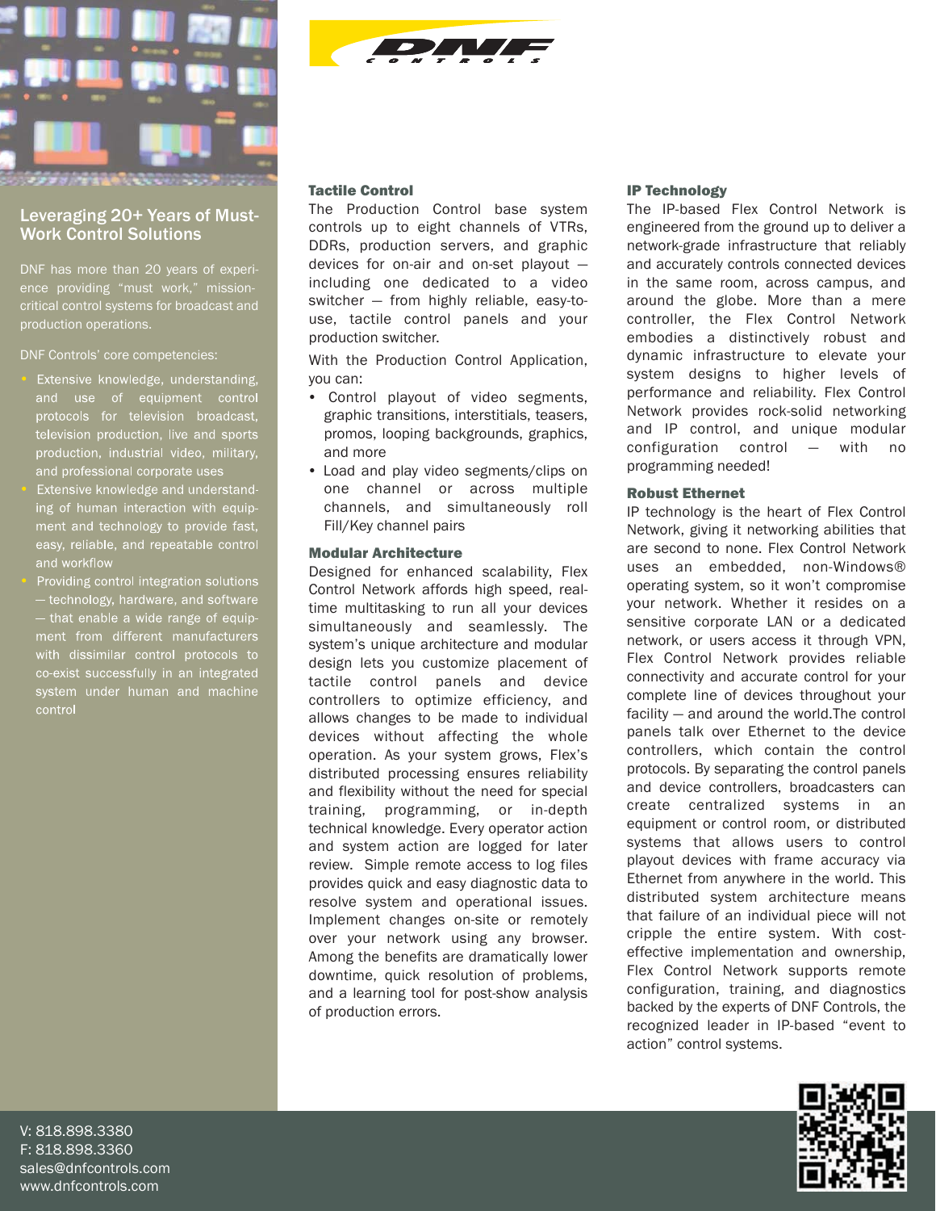## Leveraging 20+ Years of Must-Work Control Solutions

DNF has more than 20 years of experience providing "must work," mission-critical control systems for broadcast and production operations.

DNF Controls' core competencies:

- Extensive knowledge, understanding, and use of equipment control protocols for television broadcast, television production, live and sports production, industrial video, military, and professional corporate uses
- Extensive knowledge and understanding of human interaction with equipment and technology to provide fast, easy, reliable, and repeatable control and workflow
- Providing control integration solutions — technology, hardware, and software — that enable a wide range of equipment from different manufacturers with dissimilar control protocols to co-exist successfully in an integrated system under human and machine control

### Tactile Control

The Production Control base system controls up to eight channels of VTRs, DDRs, production servers, and graphic devices for on-air and on-set playout — including one dedicated to a video switcher — from highly reliable, easy-to-use, tactile control panels and your production switcher.

With the Production Control Application, you can:

- Control playout of video segments, graphic transitions, interstitials, teasers, promos, looping backgrounds, graphics, and more
- Load and play video segments/clips on one channel or across multiple channels, and simultaneously roll Fill/Key channel pairs

### Modular Architecture

Designed for enhanced scalability, Flex Control Network affords high speed, real-time multitasking to run all your devices simultaneously and seamlessly. The system's unique architecture and modular design lets you customize placement of tactile control panels and device controllers to optimize efficiency, and allows changes to be made to individual devices without affecting the whole operation. As your system grows, Flex's distributed processing ensures reliability and flexibility without the need for special training, programming, or in-depth technical knowledge. Every operator action and system action are logged for later review. Simple remote access to log files provides quick and easy diagnostic data to resolve system and operational issues. Implement changes on-site or remotely over your network using any browser. Among the benefits are dramatically lower downtime, quick resolution of problems, and a learning tool for post-show analysis of production errors.

### IP Technology

The IP-based Flex Control Network is engineered from the ground up to deliver a network-grade infrastructure that reliably and accurately controls connected devices in the same room, across campus, and around the globe. More than a mere controller, the Flex Control Network embodies a distinctively robust and dynamic infrastructure to elevate your system designs to higher levels of performance and reliability. Flex Control Network provides rock-solid networking and IP control, and unique modular configuration control — with no programming needed!

### Robust Ethernet

IP technology is the heart of Flex Control Network, giving it networking abilities that are second to none. Flex Control Network uses an embedded, non-Windows® operating system, so it won't compromise your network. Whether it resides on a sensitive corporate LAN or a dedicated network, or users access it through VPN, Flex Control Network provides reliable connectivity and accurate control for your complete line of devices throughout your facility — and around the world.The control panels talk over Ethernet to the device controllers, which contain the control protocols. By separating the control panels and device controllers, broadcasters can create centralized systems in an equipment or control room, or distributed systems that allows users to control playout devices with frame accuracy via Ethernet from anywhere in the world. This distributed system architecture means that failure of an individual piece will not cripple the entire system. With cost-effective implementation and ownership, Flex Control Network supports remote configuration, training, and diagnostics backed by the experts of DNF Controls, the recognized leader in IP-based "event to action" control systems.

V: 818.898.3380
F: 818.898.3360
sales@dnfcontrols.com
www.dnfcontrols.com